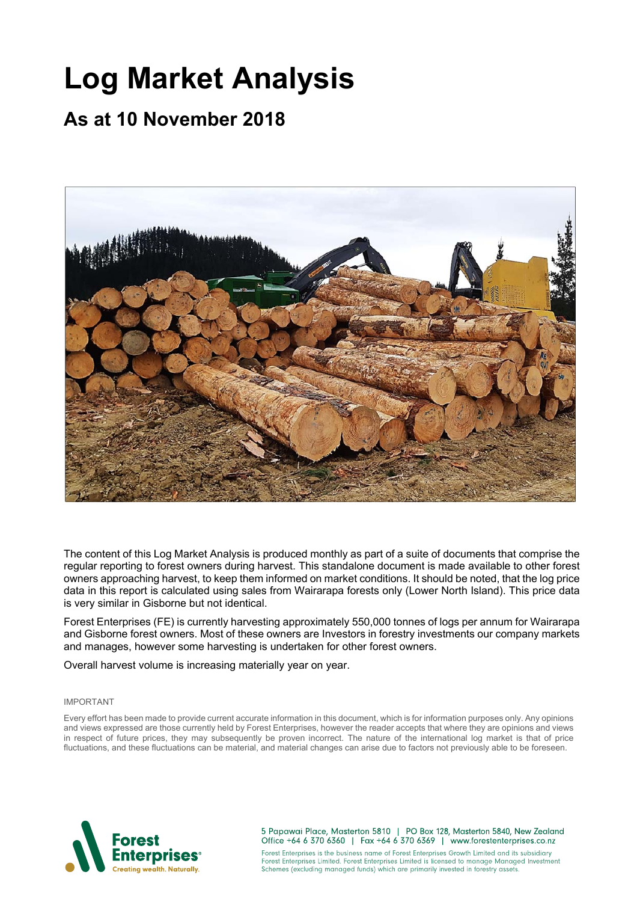# Log Market Analysis

## As at 10 November 2018

The content of this Log Market Analysis is produced monthly as part of a suite of documents that comprise the regular reporting to forest owners during harvest. This standalone document is made available to other forest owners approaching harvest, to keep them informed on market conditions. It should be noted, that the log price data in this report is calculated using sales from Wairarapa forests only (Lower North Island). This price data is very similar in Gisborne but not identical.

Forest Enterprises (FE) is currently harvesting approximately 550,000 tonnes of logs per annum for Wairarapa and Gisborne forest owners. Most of these owners are Investors in forestry investments our company markets and manages, however some harvesting is undertaken for other forest owners.

Overall harvest volume is increasing materially year on year.

IMPORTANT

Every effort has been made to provide current accurate information in this document, which is for information purposes only. Any opinions and views expressed are those currently held by Forest Enterprises, however the reader accepts that where they are opinions and views in respect of future prices, they may subsequently be proven incorrect. The nature of the international log market is that of price fluctuations, and these fluctuations can be material, and material changes can arise due to factors not previously able to be foreseen.

Forest Enterprises® Creating wealth. Naturally.

5 Papawai Place, Masterton 5810 | PO Box 128, Masterton 5840, New Zealand
Office +64 6 370 6360 | Fax +64 6 370 6369 | www.forestenterprises.co.nz

Forest Enterprises is the business name of Forest Enterprises Growth Limited and its subsidiary Forest Enterprises Limited. Forest Enterprises Limited is licensed to manage Managed Investment Schemes (excluding managed funds) which are primarily invested in forestry assets.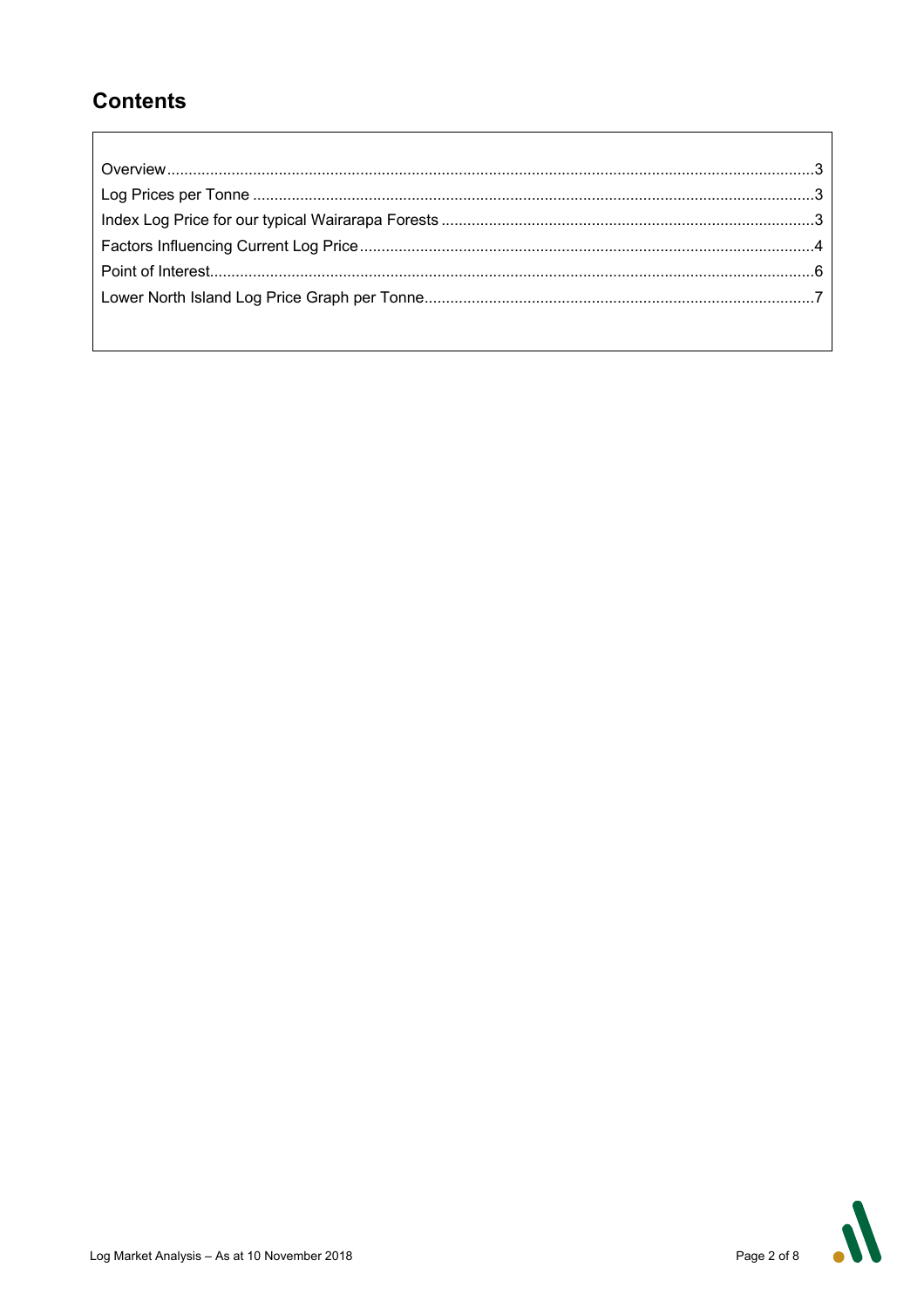## Contents

| | |
|---|---|
| Overview | 3 |
| Log Prices per Tonne | 3 |
| Index Log Price for our typical Wairarapa Forests | 3 |
| Factors Influencing Current Log Price | 4 |
| Point of Interest | 6 |
| Lower North Island Log Price Graph per Tonne | 7 |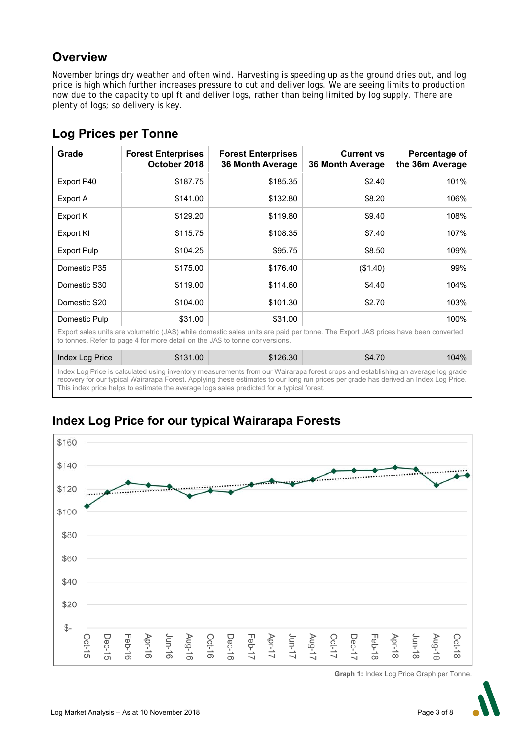## Overview

November brings dry weather and often wind. Harvesting is speeding up as the ground dries out, and log price is high which further increases pressure to cut and deliver logs. We are seeing limits to production now due to the capacity to uplift and deliver logs, rather than being limited by log supply. There are plenty of logs; so delivery is key.

## Log Prices per Tonne

| Grade | Forest Enterprises October 2018 | Forest Enterprises 36 Month Average | Current vs 36 Month Average | Percentage of the 36m Average |
|---|---|---|---|---|
| Export P40 | $187.75 | $185.35 | $2.40 | 101% |
| Export A | $141.00 | $132.80 | $8.20 | 106% |
| Export K | $129.20 | $119.80 | $9.40 | 108% |
| Export KI | $115.75 | $108.35 | $7.40 | 107% |
| Export Pulp | $104.25 | $95.75 | $8.50 | 109% |
| Domestic P35 | $175.00 | $176.40 | ($1.40) | 99% |
| Domestic S30 | $119.00 | $114.60 | $4.40 | 104% |
| Domestic S20 | $104.00 | $101.30 | $2.70 | 103% |
| Domestic Pulp | $31.00 | $31.00 | | 100% |
| Export sales units are volumetric (JAS) while domestic sales units are paid per tonne. The Export JAS prices have been converted to tonnes. Refer to page 4 for more detail on the JAS to tonne conversions. | | | | |
| Index Log Price | $131.00 | $126.30 | $4.70 | 104% |
| Index Log Price is calculated using inventory measurements from our Wairarapa forest crops and establishing an average log grade recovery for our typical Wairarapa Forest. Applying these estimates to our long run prices per grade has derived an Index Log Price. This index price helps to estimate the average logs sales predicted for a typical forest. | | | | |

## Index Log Price for our typical Wairarapa Forests

**Graph 1:** Index Log Price Graph per Tonne.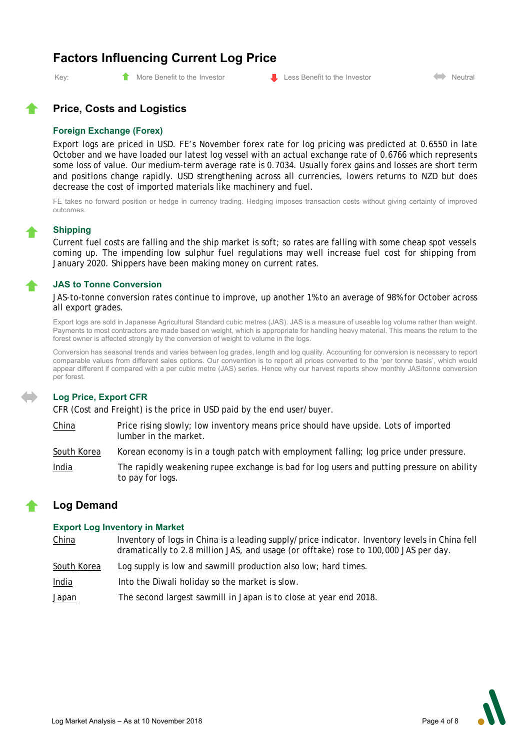# Factors Influencing Current Log Price

Key: ⬆ More Benefit to the Investor ⬇ Less Benefit to the Investor ⬄ Neutral

## ⬆ Price, Costs and Logistics

### Foreign Exchange (Forex)

Export logs are priced in USD. FE's November forex rate for log pricing was predicted at 0.6550 in late October and we have loaded our latest log vessel with an actual exchange rate of 0.6766 which represents some loss of value. Our medium-term average rate is 0.7034. Usually forex gains and losses are short term and positions change rapidly. USD strengthening across all currencies, lowers returns to NZD but does decrease the cost of imported materials like machinery and fuel.

FE takes no forward position or hedge in currency trading. Hedging imposes transaction costs without giving certainty of improved outcomes.

### ⬆ Shipping

Current fuel costs are falling and the ship market is soft; so rates are falling with some cheap spot vessels coming up. The impending low sulphur fuel regulations may well increase fuel cost for shipping from January 2020. Shippers have been making money on current rates.

### ⬆ JAS to Tonne Conversion

JAS-to-tonne conversion rates continue to improve, up another 1% to an average of 98% for October across all export grades.

Export logs are sold in Japanese Agricultural Standard cubic metres (JAS). JAS is a measure of useable log volume rather than weight. Payments to most contractors are made based on weight, which is appropriate for handling heavy material. This means the return to the forest owner is affected strongly by the conversion of weight to volume in the logs.

Conversion has seasonal trends and varies between log grades, length and log quality. Accounting for conversion is necessary to report comparable values from different sales options. Our convention is to report all prices converted to the 'per tonne basis', which would appear different if compared with a per cubic metre (JAS) series. Hence why our harvest reports show monthly JAS/tonne conversion per forest.

### ⬄ Log Price, Export CFR

CFR (Cost and Freight) is the price in USD paid by the end user/buyer.

| | |
|---|---|
| China | Price rising slowly; low inventory means price should have upside. Lots of imported lumber in the market. |
| South Korea | Korean economy is in a tough patch with employment falling; log price under pressure. |
| India | The rapidly weakening rupee exchange is bad for log users and putting pressure on ability to pay for logs. |

## ⬆ Log Demand

### Export Log Inventory in Market

| | |
|---|---|
| China | Inventory of logs in China is a leading supply/price indicator. Inventory levels in China fell dramatically to 2.8 million JAS, and usage (or offtake) rose to 100,000 JAS per day. |
| South Korea | Log supply is low and sawmill production also low; hard times. |
| India | Into the Diwali holiday so the market is slow. |
| Japan | The second largest sawmill in Japan is to close at year end 2018. |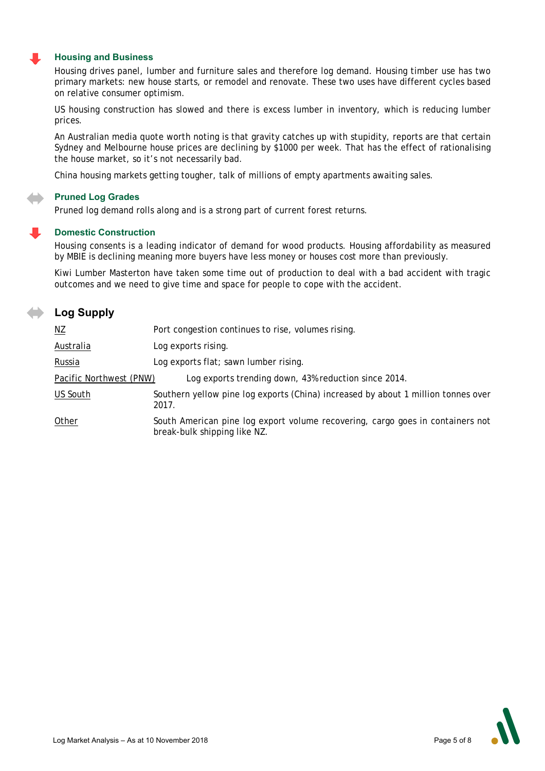### Housing and Business

Housing drives panel, lumber and furniture sales and therefore log demand. Housing timber use has two primary markets: new house starts, or remodel and renovate. These two uses have different cycles based on relative consumer optimism.

US housing construction has slowed and there is excess lumber in inventory, which is reducing lumber prices.

An Australian media quote worth noting is that gravity catches up with stupidity, reports are that certain Sydney and Melbourne house prices are declining by $1000 per week. That has the effect of rationalising the house market, so it's not necessarily bad.

China housing markets getting tougher, talk of millions of empty apartments awaiting sales.

### Pruned Log Grades

Pruned log demand rolls along and is a strong part of current forest returns.

### Domestic Construction

Housing consents is a leading indicator of demand for wood products. Housing affordability as measured by MBIE is declining meaning more buyers have less money or houses cost more than previously.

Kiwi Lumber Masterton have taken some time out of production to deal with a bad accident with tragic outcomes and we need to give time and space for people to cope with the accident.

## Log Supply

| | |
|---|---|
| NZ | Port congestion continues to rise, volumes rising. |
| Australia | Log exports rising. |
| Russia | Log exports flat; sawn lumber rising. |
| Pacific Northwest (PNW) | Log exports trending down, 43% reduction since 2014. |
| US South | Southern yellow pine log exports (China) increased by about 1 million tonnes over 2017. |
| Other | South American pine log export volume recovering, cargo goes in containers not break-bulk shipping like NZ. |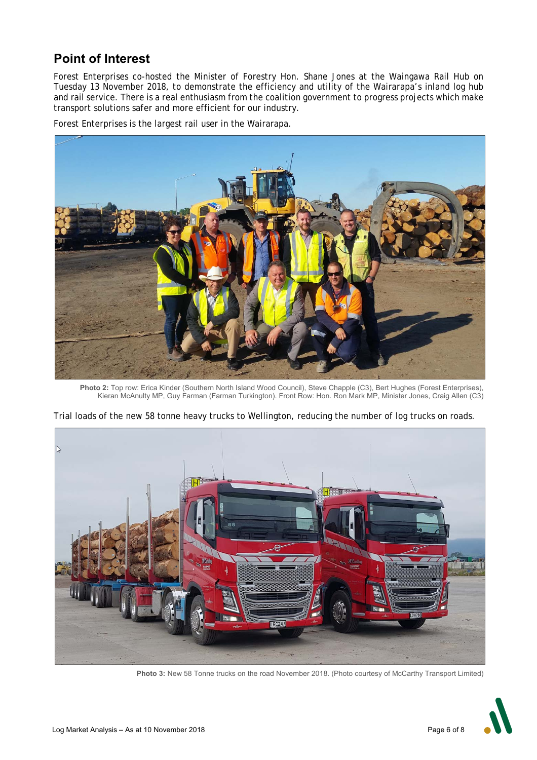## Point of Interest

Forest Enterprises co-hosted the Minister of Forestry Hon. Shane Jones at the Waingawa Rail Hub on Tuesday 13 November 2018, to demonstrate the efficiency and utility of the Wairarapa's inland log hub and rail service. There is a real enthusiasm from the coalition government to progress projects which make transport solutions safer and more efficient for our industry.

Forest Enterprises is the largest rail user in the Wairarapa.

**Photo 2:** Top row: Erica Kinder (Southern North Island Wood Council), Steve Chapple (C3), Bert Hughes (Forest Enterprises), Kieran McAnulty MP, Guy Farman (Farman Turkington). Front Row: Hon. Ron Mark MP, Minister Jones, Craig Allen (C3)

Trial loads of the new 58 tonne heavy trucks to Wellington, reducing the number of log trucks on roads.

**Photo 3:** New 58 Tonne trucks on the road November 2018. (Photo courtesy of McCarthy Transport Limited)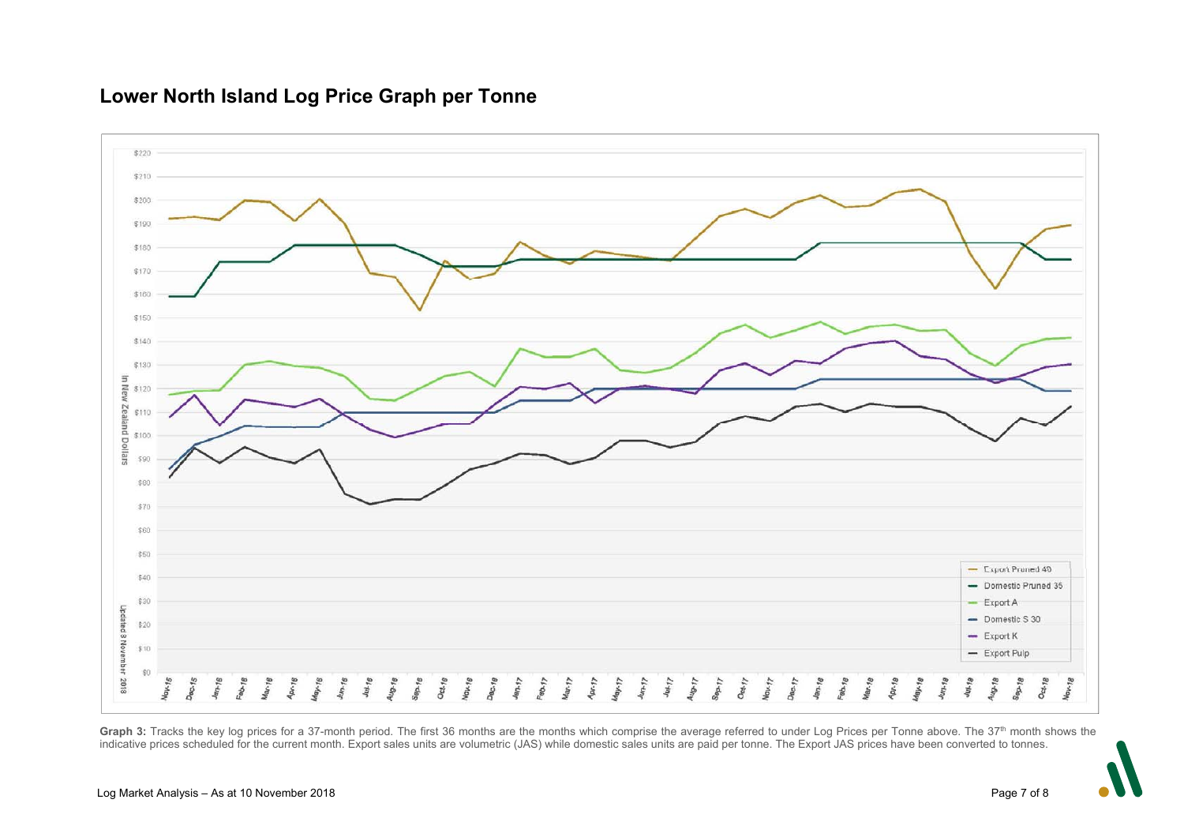## Lower North Island Log Price Graph per Tonne

**Graph 3:** Tracks the key log prices for a 37-month period. The first 36 months are the months which comprise the average referred to under Log Prices per Tonne above. The 37[th] month shows the indicative prices scheduled for the current month. Export sales units are volumetric (JAS) while domestic sales units are paid per tonne. The Export JAS prices have been converted to tonnes.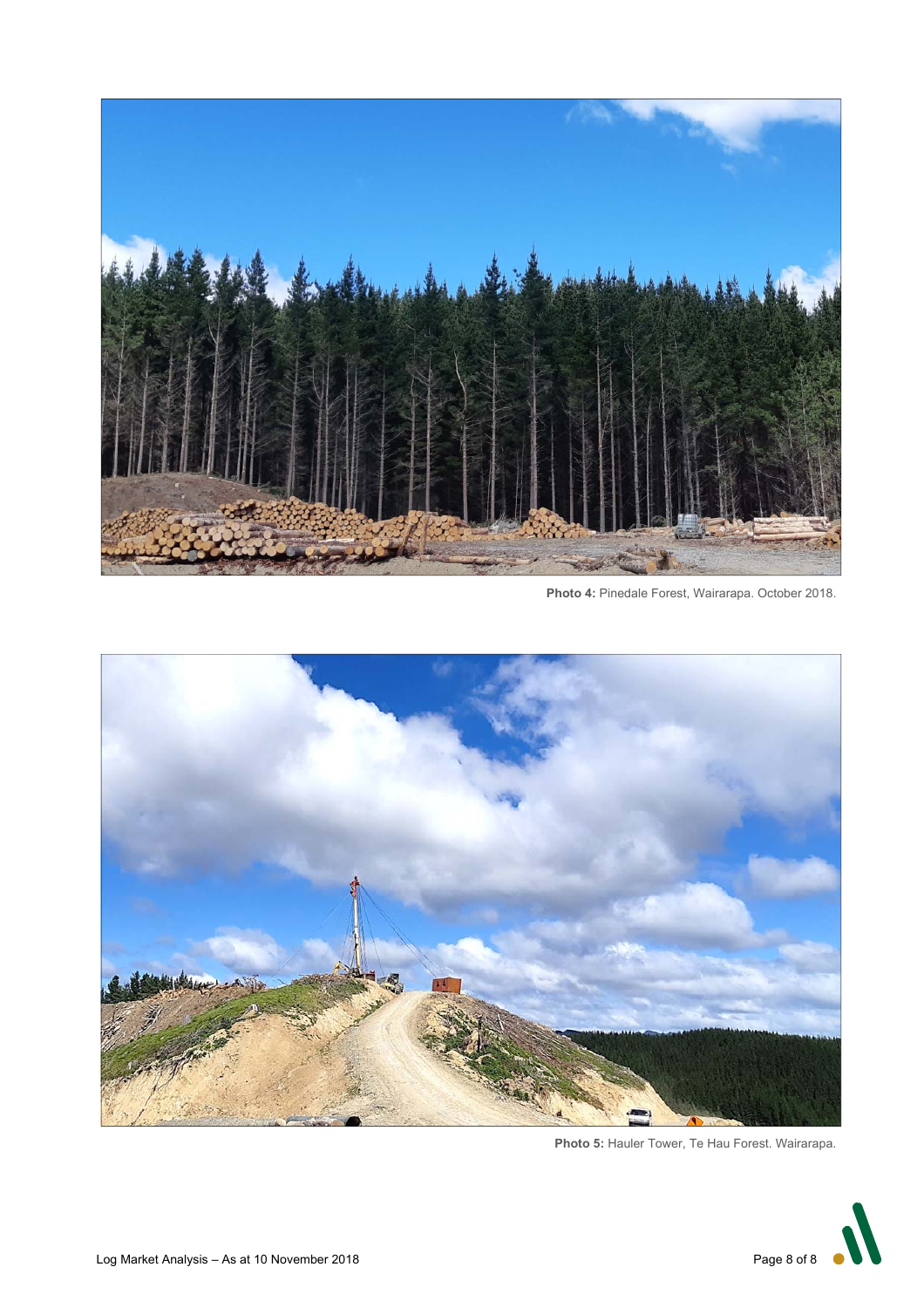**Photo 4:** Pinedale Forest, Wairarapa. October 2018.

**Photo 5:** Hauler Tower, Te Hau Forest. Wairarapa.